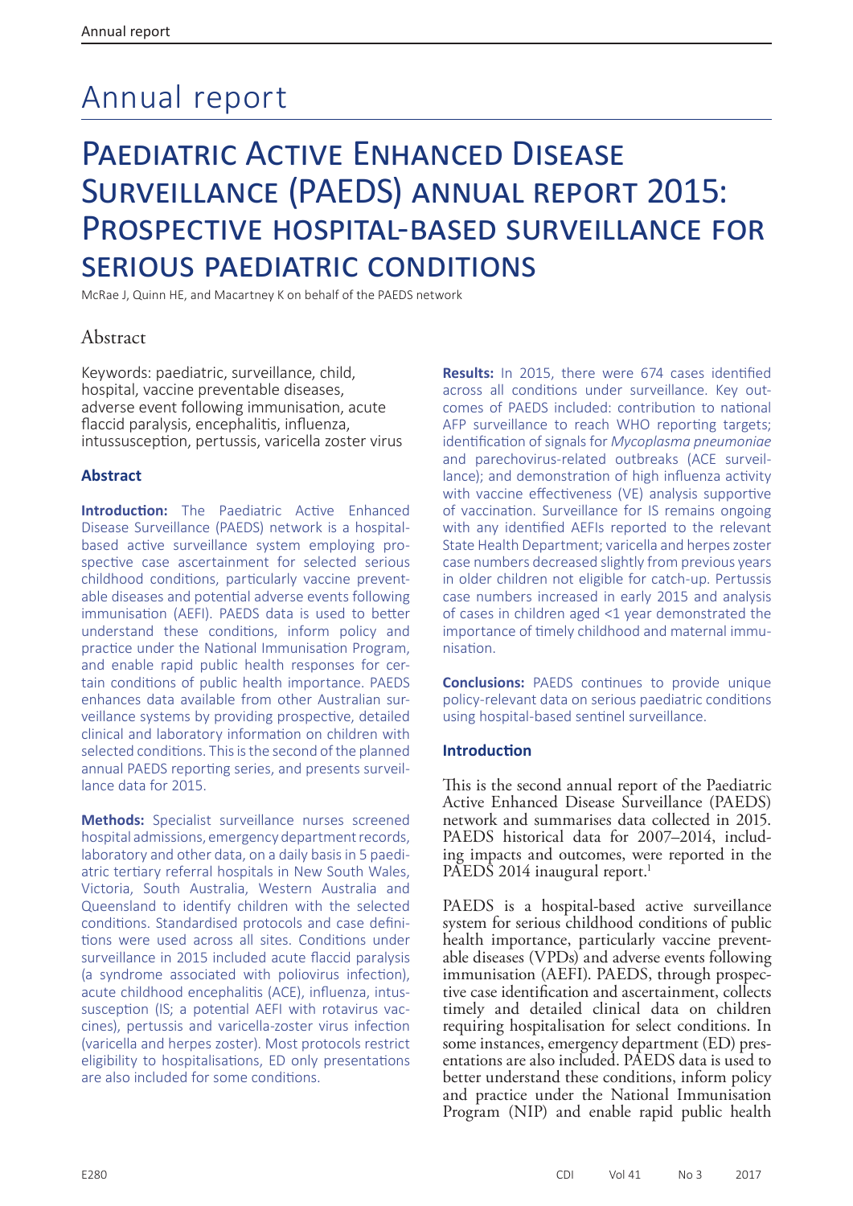# Annual report

# Paediatric Active Enhanced Disease Surveillance (PAEDS) annual report 2015: Prospective hospital-based surveillance for serious paediatric conditions

McRae J, Quinn HE, and Macartney K on behalf of the PAEDS network

## Abstract

Keywords: paediatric, surveillance, child, hospital, vaccine preventable diseases, adverse event following immunisation, acute flaccid paralysis, encephalitis, influenza, intussusception, pertussis, varicella zoster virus

### Abstract

**Introduction:** The Paediatric Active Enhanced Disease Surveillance (PAEDS) network is a hospital-based active surveillance system employing prospective case ascertainment for selected serious childhood conditions, particularly vaccine preventable diseases and potential adverse events following immunisation (AEFI). PAEDS data is used to better understand these conditions, inform policy and practice under the National Immunisation Program, and enable rapid public health responses for certain conditions of public health importance. PAEDS enhances data available from other Australian surveillance systems by providing prospective, detailed clinical and laboratory information on children with selected conditions. This is the second of the planned annual PAEDS reporting series, and presents surveillance data for 2015.

**Methods:** Specialist surveillance nurses screened hospital admissions, emergency department records, laboratory and other data, on a daily basis in 5 paediatric tertiary referral hospitals in New South Wales, Victoria, South Australia, Western Australia and Queensland to identify children with the selected conditions. Standardised protocols and case definitions were used across all sites. Conditions under surveillance in 2015 included acute flaccid paralysis (a syndrome associated with poliovirus infection), acute childhood encephalitis (ACE), influenza, intussusception (IS; a potential AEFI with rotavirus vaccines), pertussis and varicella-zoster virus infection (varicella and herpes zoster). Most protocols restrict eligibility to hospitalisations, ED only presentations are also included for some conditions.

**Results:** In 2015, there were 674 cases identified across all conditions under surveillance. Key outcomes of PAEDS included: contribution to national AFP surveillance to reach WHO reporting targets; identification of signals for *Mycoplasma pneumoniae* and parechovirus-related outbreaks (ACE surveillance); and demonstration of high influenza activity with vaccine effectiveness (VE) analysis supportive of vaccination. Surveillance for IS remains ongoing with any identified AEFIs reported to the relevant State Health Department; varicella and herpes zoster case numbers decreased slightly from previous years in older children not eligible for catch-up. Pertussis case numbers increased in early 2015 and analysis of cases in children aged <1 year demonstrated the importance of timely childhood and maternal immunisation.

**Conclusions:** PAEDS continues to provide unique policy-relevant data on serious paediatric conditions using hospital-based sentinel surveillance.

### Introduction

This is the second annual report of the Paediatric Active Enhanced Disease Surveillance (PAEDS) network and summarises data collected in 2015. PAEDS historical data for 2007–2014, including impacts and outcomes, were reported in the PAEDS 2014 inaugural report.[1]

PAEDS is a hospital-based active surveillance system for serious childhood conditions of public health importance, particularly vaccine preventable diseases (VPDs) and adverse events following immunisation (AEFI). PAEDS, through prospective case identification and ascertainment, collects timely and detailed clinical data on children requiring hospitalisation for select conditions. In some instances, emergency department (ED) presentations are also included. PAEDS data is used to better understand these conditions, inform policy and practice under the National Immunisation Program (NIP) and enable rapid public health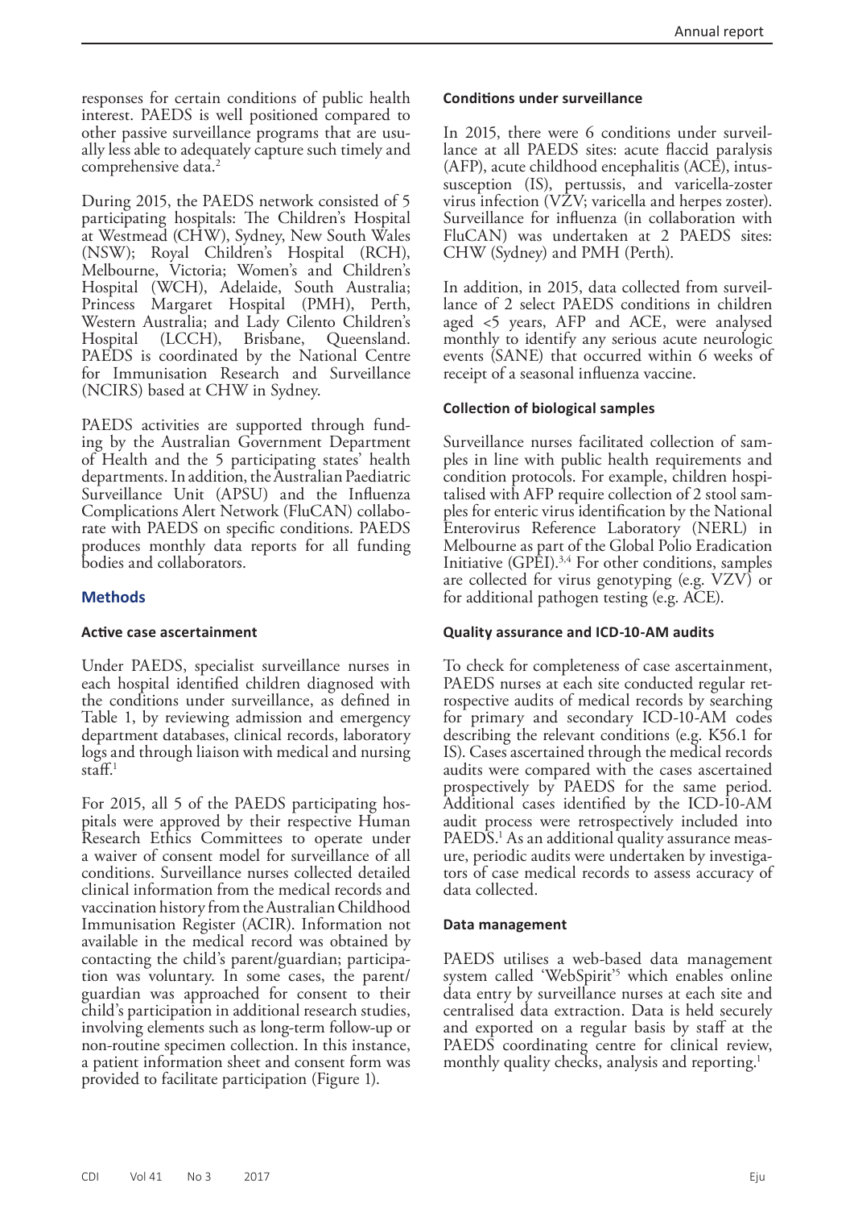responses for certain conditions of public health interest. PAEDS is well positioned compared to other passive surveillance programs that are usually less able to adequately capture such timely and comprehensive data.[2]

During 2015, the PAEDS network consisted of 5 participating hospitals: The Children's Hospital at Westmead (CHW), Sydney, New South Wales (NSW); Royal Children's Hospital (RCH), Melbourne, Victoria; Women's and Children's Hospital (WCH), Adelaide, South Australia; Princess Margaret Hospital (PMH), Perth, Western Australia; and Lady Cilento Children's Hospital (LCCH), Brisbane, Queensland. PAEDS is coordinated by the National Centre for Immunisation Research and Surveillance (NCIRS) based at CHW in Sydney.

PAEDS activities are supported through funding by the Australian Government Department of Health and the 5 participating states' health departments. In addition, the Australian Paediatric Surveillance Unit (APSU) and the Influenza Complications Alert Network (FluCAN) collaborate with PAEDS on specific conditions. PAEDS produces monthly data reports for all funding bodies and collaborators.

## Methods

### Active case ascertainment

Under PAEDS, specialist surveillance nurses in each hospital identified children diagnosed with the conditions under surveillance, as defined in Table 1, by reviewing admission and emergency department databases, clinical records, laboratory logs and through liaison with medical and nursing staff.[1]

For 2015, all 5 of the PAEDS participating hospitals were approved by their respective Human Research Ethics Committees to operate under a waiver of consent model for surveillance of all conditions. Surveillance nurses collected detailed clinical information from the medical records and vaccination history from the Australian Childhood Immunisation Register (ACIR). Information not available in the medical record was obtained by contacting the child's parent/guardian; participation was voluntary. In some cases, the parent/guardian was approached for consent to their child's participation in additional research studies, involving elements such as long-term follow-up or non-routine specimen collection. In this instance, a patient information sheet and consent form was provided to facilitate participation (Figure 1).

### Conditions under surveillance

In 2015, there were 6 conditions under surveillance at all PAEDS sites: acute flaccid paralysis (AFP), acute childhood encephalitis (ACE), intussusception (IS), pertussis, and varicella-zoster virus infection (VZV; varicella and herpes zoster). Surveillance for influenza (in collaboration with FluCAN) was undertaken at 2 PAEDS sites: CHW (Sydney) and PMH (Perth).

In addition, in 2015, data collected from surveillance of 2 select PAEDS conditions in children aged <5 years, AFP and ACE, were analysed monthly to identify any serious acute neurologic events (SANE) that occurred within 6 weeks of receipt of a seasonal influenza vaccine.

### Collection of biological samples

Surveillance nurses facilitated collection of samples in line with public health requirements and condition protocols. For example, children hospitalised with AFP require collection of 2 stool samples for enteric virus identification by the National Enterovirus Reference Laboratory (NERL) in Melbourne as part of the Global Polio Eradication Initiative (GPEI).[3,4] For other conditions, samples are collected for virus genotyping (e.g. VZV) or for additional pathogen testing (e.g. ACE).

### Quality assurance and ICD-10-AM audits

To check for completeness of case ascertainment, PAEDS nurses at each site conducted regular retrospective audits of medical records by searching for primary and secondary ICD-10-AM codes describing the relevant conditions (e.g. K56.1 for IS). Cases ascertained through the medical records audits were compared with the cases ascertained prospectively by PAEDS for the same period. Additional cases identified by the ICD-10-AM audit process were retrospectively included into PAEDS.[1] As an additional quality assurance measure, periodic audits were undertaken by investigators of case medical records to assess accuracy of data collected.

### Data management

PAEDS utilises a web-based data management system called 'WebSpirit'[5] which enables online data entry by surveillance nurses at each site and centralised data extraction. Data is held securely and exported on a regular basis by staff at the PAEDS coordinating centre for clinical review, monthly quality checks, analysis and reporting.[1]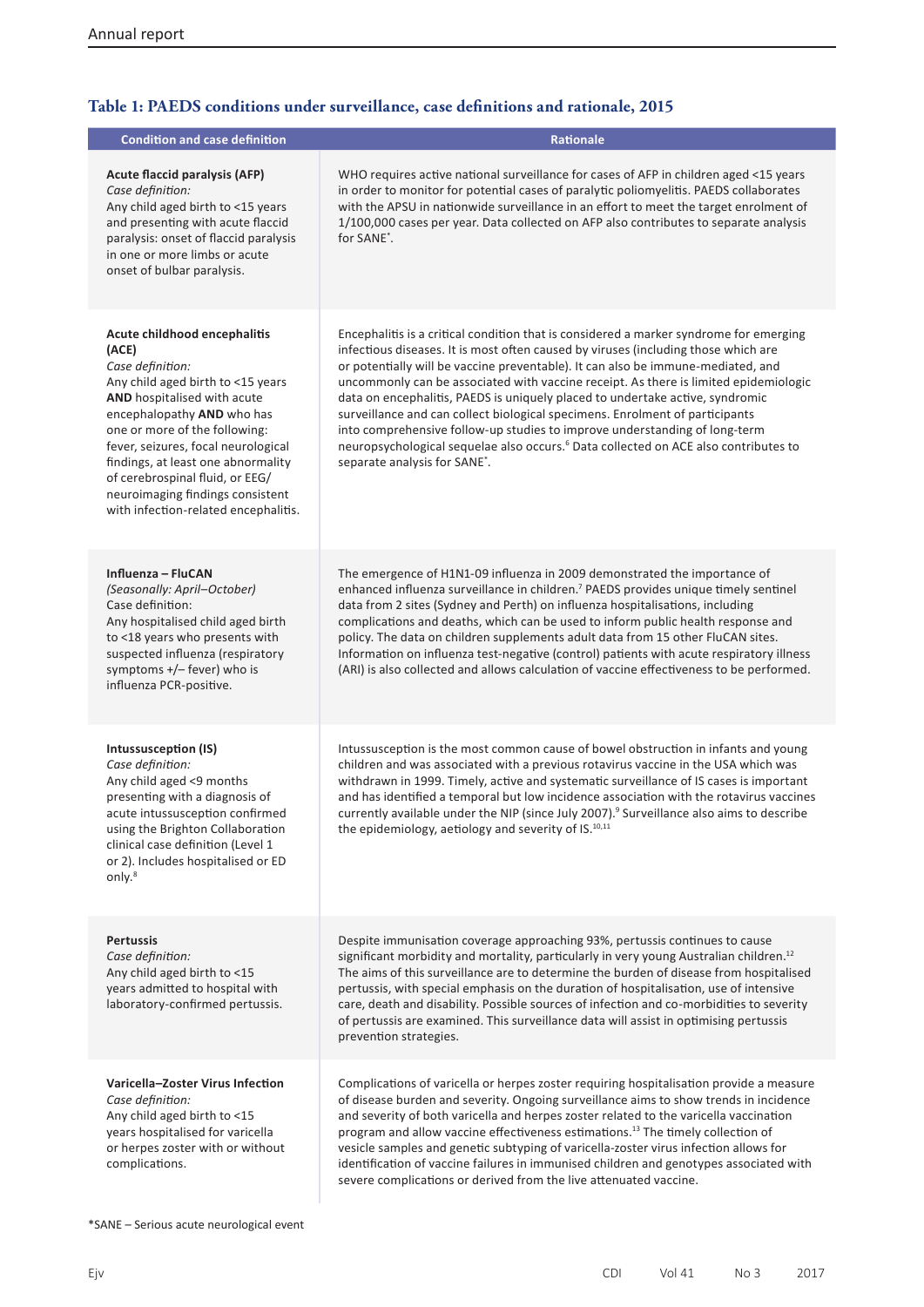### Table 1: PAEDS conditions under surveillance, case definitions and rationale, 2015

| Condition and case definition | Rationale |
|---|---|
| **Acute flaccid paralysis (AFP)** *Case definition:* Any child aged birth to <15 years and presenting with acute flaccid paralysis: onset of flaccid paralysis in one or more limbs or acute onset of bulbar paralysis. | WHO requires active national surveillance for cases of AFP in children aged <15 years in order to monitor for potential cases of paralytic poliomyelitis. PAEDS collaborates with the APSU in nationwide surveillance in an effort to meet the target enrolment of 1/100,000 cases per year. Data collected on AFP also contributes to separate analysis for SANE*. |
| **Acute childhood encephalitis (ACE)** *Case definition:* Any child aged birth to <15 years **AND** hospitalised with acute encephalopathy **AND** who has one or more of the following: fever, seizures, focal neurological findings, at least one abnormality of cerebrospinal fluid, or EEG/ neuroimaging findings consistent with infection-related encephalitis. | Encephalitis is a critical condition that is considered a marker syndrome for emerging infectious diseases. It is most often caused by viruses (including those which are or potentially will be vaccine preventable). It can also be immune-mediated, and uncommonly can be associated with vaccine receipt. As there is limited epidemiologic data on encephalitis, PAEDS is uniquely placed to undertake active, syndromic surveillance and can collect biological specimens. Enrolment of participants into comprehensive follow-up studies to improve understanding of long-term neuropsychological sequelae also occurs.[6] Data collected on ACE also contributes to separate analysis for SANE*. |
| **Influenza – FluCAN** *(Seasonally: April–October)* Case definition: Any hospitalised child aged birth to <18 years who presents with suspected influenza (respiratory symptoms +/– fever) who is influenza PCR-positive. | The emergence of H1N1-09 influenza in 2009 demonstrated the importance of enhanced influenza surveillance in children.[7] PAEDS provides unique timely sentinel data from 2 sites (Sydney and Perth) on influenza hospitalisations, including complications and deaths, which can be used to inform public health response and policy. The data on children supplements adult data from 15 other FluCAN sites. Information on influenza test-negative (control) patients with acute respiratory illness (ARI) is also collected and allows calculation of vaccine effectiveness to be performed. |
| **Intussusception (IS)** *Case definition:* Any child aged <9 months presenting with a diagnosis of acute intussusception confirmed using the Brighton Collaboration clinical case definition (Level 1 or 2). Includes hospitalised or ED only.[8] | Intussusception is the most common cause of bowel obstruction in infants and young children and was associated with a previous rotavirus vaccine in the USA which was withdrawn in 1999. Timely, active and systematic surveillance of IS cases is important and has identified a temporal but low incidence association with the rotavirus vaccines currently available under the NIP (since July 2007).[9] Surveillance also aims to describe the epidemiology, aetiology and severity of IS.[10,11] |
| **Pertussis** *Case definition:* Any child aged birth to <15 years admitted to hospital with laboratory-confirmed pertussis. | Despite immunisation coverage approaching 93%, pertussis continues to cause significant morbidity and mortality, particularly in very young Australian children.[12] The aims of this surveillance are to determine the burden of disease from hospitalised pertussis, with special emphasis on the duration of hospitalisation, use of intensive care, death and disability. Possible sources of infection and co-morbidities to severity of pertussis are examined. This surveillance data will assist in optimising pertussis prevention strategies. |
| **Varicella–Zoster Virus Infection** *Case definition:* Any child aged birth to <15 years hospitalised for varicella or herpes zoster with or without complications. | Complications of varicella or herpes zoster requiring hospitalisation provide a measure of disease burden and severity. Ongoing surveillance aims to show trends in incidence and severity of both varicella and herpes zoster related to the varicella vaccination program and allow vaccine effectiveness estimations.[13] The timely collection of vesicle samples and genetic subtyping of varicella-zoster virus infection allows for identification of vaccine failures in immunised children and genotypes associated with severe complications or derived from the live attenuated vaccine. |

*SANE – Serious acute neurological event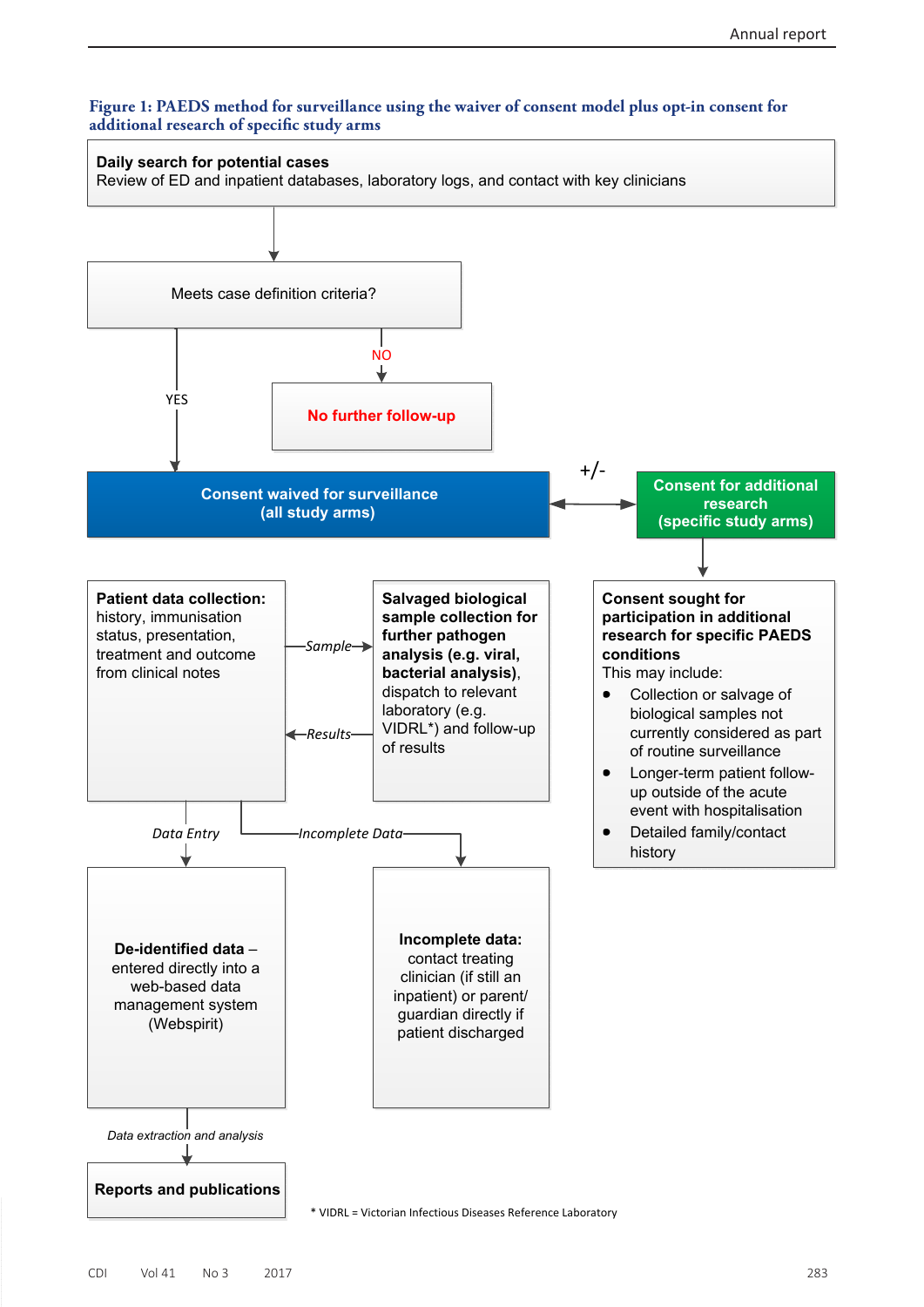**Figure 1: PAEDS method for surveillance using the waiver of consent model plus opt-in consent for additional research of specific study arms**

**Daily search for potential cases**
Review of ED and inpatient databases, laboratory logs, and contact with key clinicians

↓

Meets case definition criteria?

- NO → **No further follow-up**
- YES → **Consent waived for surveillance (all study arms)**

**Consent waived for surveillance (all study arms)** ←+/-→ **Consent for additional research (specific study arms)**

**Patient data collection:** history, immunisation status, presentation, treatment and outcome from clinical notes

*Sample* → **Salvaged biological sample collection for further pathogen analysis (e.g. viral, bacterial analysis)**, dispatch to relevant laboratory (e.g. VIDRL*) and follow-up of results

← *Results*

*Data Entry* → **De-identified data** – entered directly into a web-based data management system (Webspirit)

*Incomplete Data* → **Incomplete data:** contact treating clinician (if still an inpatient) or parent/ guardian directly if patient discharged

*Data extraction and analysis* → **Reports and publications**

**Consent for additional research (specific study arms)** ↓

**Consent sought for participation in additional research for specific PAEDS conditions**
This may include:

- Collection or salvage of biological samples not currently considered as part of routine surveillance
- Longer-term patient follow-up outside of the acute event with hospitalisation
- Detailed family/contact history

* VIDRL = Victorian Infectious Diseases Reference Laboratory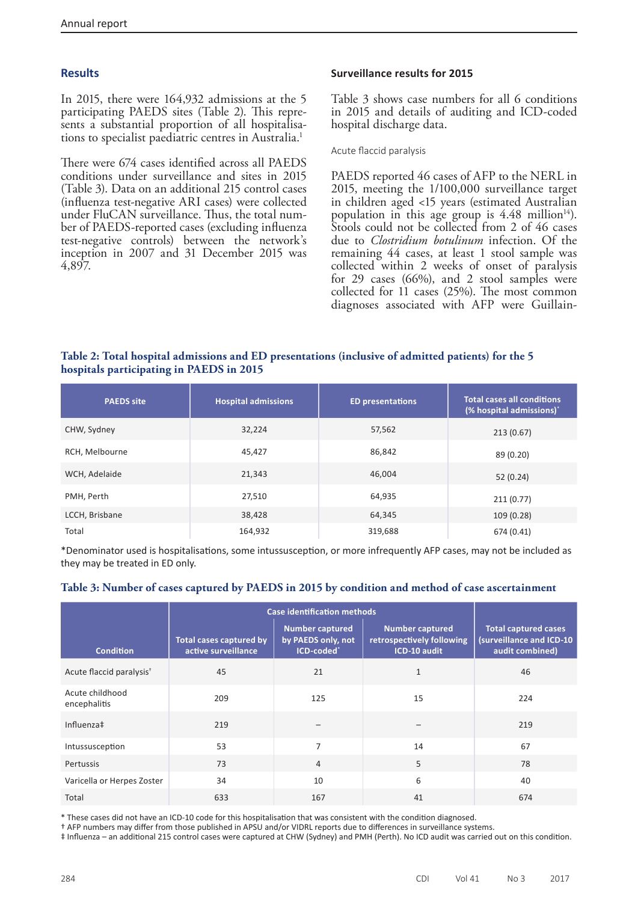## Results

In 2015, there were 164,932 admissions at the 5 participating PAEDS sites (Table 2). This represents a substantial proportion of all hospitalisations to specialist paediatric centres in Australia.[1]

There were 674 cases identified across all PAEDS conditions under surveillance and sites in 2015 (Table 3). Data on an additional 215 control cases (influenza test-negative ARI cases) were collected under FluCAN surveillance. Thus, the total number of PAEDS-reported cases (excluding influenza test-negative controls) between the network's inception in 2007 and 31 December 2015 was 4,897.

### Surveillance results for 2015

Table 3 shows case numbers for all 6 conditions in 2015 and details of auditing and ICD-coded hospital discharge data.

#### Acute flaccid paralysis

PAEDS reported 46 cases of AFP to the NERL in 2015, meeting the 1/100,000 surveillance target in children aged <15 years (estimated Australian population in this age group is 4.48 million[14]). Stools could not be collected from 2 of 46 cases due to *Clostridium botulinum* infection. Of the remaining 44 cases, at least 1 stool sample was collected within 2 weeks of onset of paralysis for 29 cases (66%), and 2 stool samples were collected for 11 cases (25%). The most common diagnoses associated with AFP were Guillain-

**Table 2: Total hospital admissions and ED presentations (inclusive of admitted patients) for the 5 hospitals participating in PAEDS in 2015**

| PAEDS site | Hospital admissions | ED presentations | Total cases all conditions (% hospital admissions)* |
|---|---|---|---|
| CHW, Sydney | 32,224 | 57,562 | 213 (0.67) |
| RCH, Melbourne | 45,427 | 86,842 | 89 (0.20) |
| WCH, Adelaide | 21,343 | 46,004 | 52 (0.24) |
| PMH, Perth | 27,510 | 64,935 | 211 (0.77) |
| LCCH, Brisbane | 38,428 | 64,345 | 109 (0.28) |
| Total | 164,932 | 319,688 | 674 (0.41) |

*Denominator used is hospitalisations, some intussusception, or more infrequently AFP cases, may not be included as they may be treated in ED only.

**Table 3: Number of cases captured by PAEDS in 2015 by condition and method of case ascertainment**

| Condition | Case identification methods | | | Total captured cases (surveillance and ICD-10 audit combined) |
|---|---|---|---|---|
| | Total cases captured by active surveillance | Number captured by PAEDS only, not ICD-coded* | Number captured retrospectively following ICD-10 audit | |
| Acute flaccid paralysis† | 45 | 21 | 1 | 46 |
| Acute childhood encephalitis | 209 | 125 | 15 | 224 |
| Influenza‡ | 219 | – | – | 219 |
| Intussusception | 53 | 7 | 14 | 67 |
| Pertussis | 73 | 4 | 5 | 78 |
| Varicella or Herpes Zoster | 34 | 10 | 6 | 40 |
| Total | 633 | 167 | 41 | 674 |

\* These cases did not have an ICD-10 code for this hospitalisation that was consistent with the condition diagnosed.
† AFP numbers may differ from those published in APSU and/or VIDRL reports due to differences in surveillance systems.
‡ Influenza – an additional 215 control cases were captured at CHW (Sydney) and PMH (Perth). No ICD audit was carried out on this condition.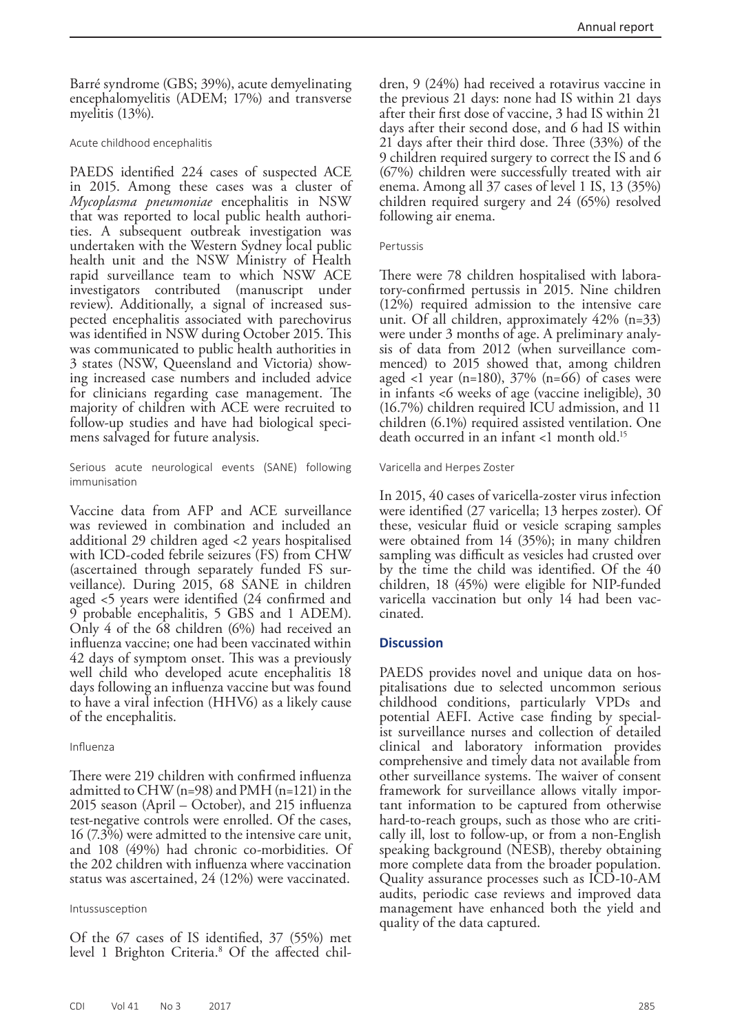Barré syndrome (GBS; 39%), acute demyelinating encephalomyelitis (ADEM; 17%) and transverse myelitis (13%).

### Acute childhood encephalitis

PAEDS identified 224 cases of suspected ACE in 2015. Among these cases was a cluster of *Mycoplasma pneumoniae* encephalitis in NSW that was reported to local public health authorities. A subsequent outbreak investigation was undertaken with the Western Sydney local public health unit and the NSW Ministry of Health rapid surveillance team to which NSW ACE investigators contributed (manuscript under review). Additionally, a signal of increased suspected encephalitis associated with parechovirus was identified in NSW during October 2015. This was communicated to public health authorities in 3 states (NSW, Queensland and Victoria) showing increased case numbers and included advice for clinicians regarding case management. The majority of children with ACE were recruited to follow-up studies and have had biological specimens salvaged for future analysis.

### Serious acute neurological events (SANE) following immunisation

Vaccine data from AFP and ACE surveillance was reviewed in combination and included an additional 29 children aged <2 years hospitalised with ICD-coded febrile seizures (FS) from CHW (ascertained through separately funded FS surveillance). During 2015, 68 SANE in children aged <5 years were identified (24 confirmed and 9 probable encephalitis, 5 GBS and 1 ADEM). Only 4 of the 68 children (6%) had received an influenza vaccine; one had been vaccinated within 42 days of symptom onset. This was a previously well child who developed acute encephalitis 18 days following an influenza vaccine but was found to have a viral infection (HHV6) as a likely cause of the encephalitis.

### Influenza

There were 219 children with confirmed influenza admitted to CHW (n=98) and PMH (n=121) in the 2015 season (April – October), and 215 influenza test-negative controls were enrolled. Of the cases, 16 (7.3%) were admitted to the intensive care unit, and 108 (49%) had chronic co-morbidities. Of the 202 children with influenza where vaccination status was ascertained, 24 (12%) were vaccinated.

### Intussusception

Of the 67 cases of IS identified, 37 (55%) met level 1 Brighton Criteria.[8] Of the affected children, 9 (24%) had received a rotavirus vaccine in the previous 21 days: none had IS within 21 days after their first dose of vaccine, 3 had IS within 21 days after their second dose, and 6 had IS within 21 days after their third dose. Three (33%) of the 9 children required surgery to correct the IS and 6 (67%) children were successfully treated with air enema. Among all 37 cases of level 1 IS, 13 (35%) children required surgery and 24 (65%) resolved following air enema.

### Pertussis

There were 78 children hospitalised with laboratory-confirmed pertussis in 2015. Nine children (12%) required admission to the intensive care unit. Of all children, approximately 42% (n=33) were under 3 months of age. A preliminary analysis of data from 2012 (when surveillance commenced) to 2015 showed that, among children aged <1 year (n=180), 37% (n=66) of cases were in infants <6 weeks of age (vaccine ineligible), 30 (16.7%) children required ICU admission, and 11 children (6.1%) required assisted ventilation. One death occurred in an infant <1 month old.[15]

### Varicella and Herpes Zoster

In 2015, 40 cases of varicella-zoster virus infection were identified (27 varicella; 13 herpes zoster). Of these, vesicular fluid or vesicle scraping samples were obtained from 14 (35%); in many children sampling was difficult as vesicles had crusted over by the time the child was identified. Of the 40 children, 18 (45%) were eligible for NIP-funded varicella vaccination but only 14 had been vaccinated.

## Discussion

PAEDS provides novel and unique data on hospitalisations due to selected uncommon serious childhood conditions, particularly VPDs and potential AEFI. Active case finding by specialist surveillance nurses and collection of detailed clinical and laboratory information provides comprehensive and timely data not available from other surveillance systems. The waiver of consent framework for surveillance allows vitally important information to be captured from otherwise hard-to-reach groups, such as those who are critically ill, lost to follow-up, or from a non-English speaking background (NESB), thereby obtaining more complete data from the broader population. Quality assurance processes such as ICD-10-AM audits, periodic case reviews and improved data management have enhanced both the yield and quality of the data captured.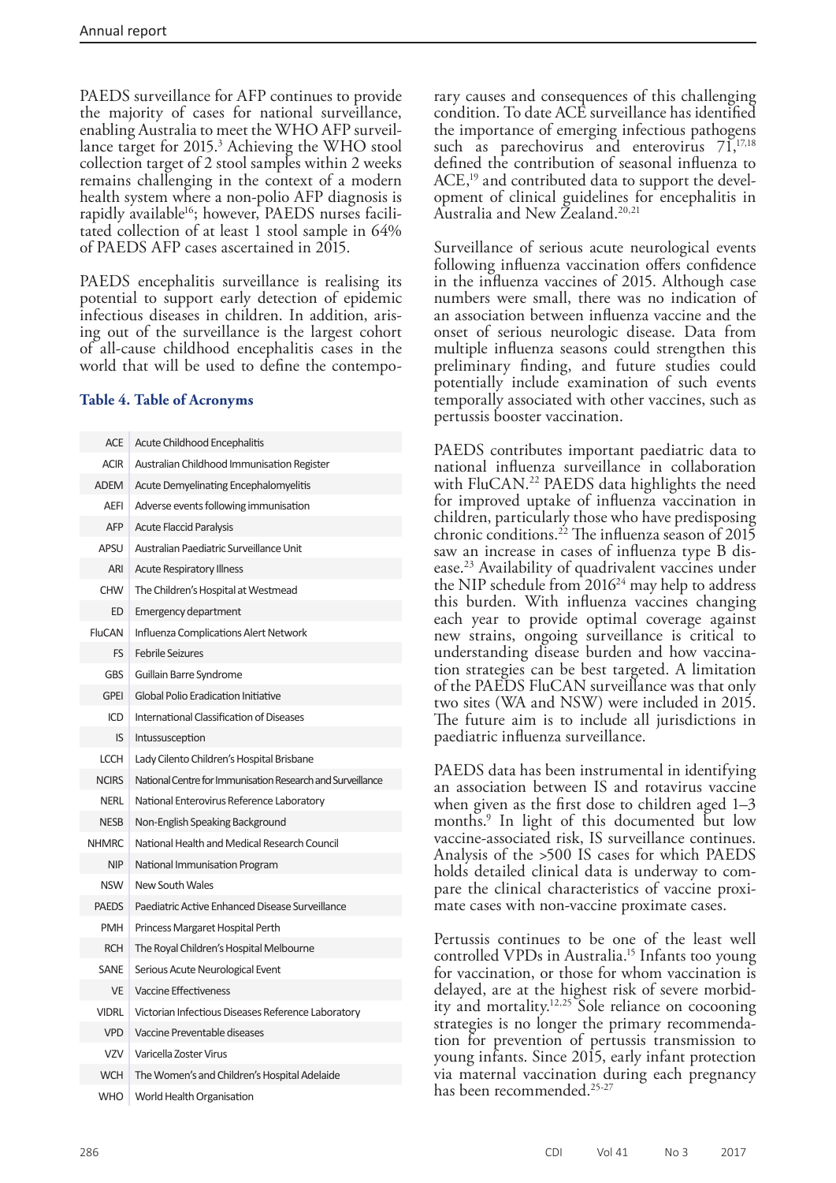PAEDS surveillance for AFP continues to provide the majority of cases for national surveillance, enabling Australia to meet the WHO AFP surveillance target for 2015.[3] Achieving the WHO stool collection target of 2 stool samples within 2 weeks remains challenging in the context of a modern health system where a non-polio AFP diagnosis is rapidly available[16]; however, PAEDS nurses facilitated collection of at least 1 stool sample in 64% of PAEDS AFP cases ascertained in 2015.

PAEDS encephalitis surveillance is realising its potential to support early detection of epidemic infectious diseases in children. In addition, arising out of the surveillance is the largest cohort of all-cause childhood encephalitis cases in the world that will be used to define the contemporary causes and consequences of this challenging condition. To date ACE surveillance has identified the importance of emerging infectious pathogens such as parechovirus and enterovirus 71,[17,18] defined the contribution of seasonal influenza to ACE,[19] and contributed data to support the development of clinical guidelines for encephalitis in Australia and New Zealand.[20,21]

**Table 4. Table of Acronyms**

| Acronym | Definition |
|---|---|
| ACE | Acute Childhood Encephalitis |
| ACIR | Australian Childhood Immunisation Register |
| ADEM | Acute Demyelinating Encephalomyelitis |
| AEFI | Adverse events following immunisation |
| AFP | Acute Flaccid Paralysis |
| APSU | Australian Paediatric Surveillance Unit |
| ARI | Acute Respiratory Illness |
| CHW | The Children's Hospital at Westmead |
| ED | Emergency department |
| FluCAN | Influenza Complications Alert Network |
| FS | Febrile Seizures |
| GBS | Guillain Barre Syndrome |
| GPEI | Global Polio Eradication Initiative |
| ICD | International Classification of Diseases |
| IS | Intussusception |
| LCCH | Lady Cilento Children's Hospital Brisbane |
| NCIRS | National Centre for Immunisation Research and Surveillance |
| NERL | National Enterovirus Reference Laboratory |
| NESB | Non-English Speaking Background |
| NHMRC | National Health and Medical Research Council |
| NIP | National Immunisation Program |
| NSW | New South Wales |
| PAEDS | Paediatric Active Enhanced Disease Surveillance |
| PMH | Princess Margaret Hospital Perth |
| RCH | The Royal Children's Hospital Melbourne |
| SANE | Serious Acute Neurological Event |
| VE | Vaccine Effectiveness |
| VIDRL | Victorian Infectious Diseases Reference Laboratory |
| VPD | Vaccine Preventable diseases |
| VZV | Varicella Zoster Virus |
| WCH | The Women's and Children's Hospital Adelaide |
| WHO | World Health Organisation |

Surveillance of serious acute neurological events following influenza vaccination offers confidence in the influenza vaccines of 2015. Although case numbers were small, there was no indication of an association between influenza vaccine and the onset of serious neurologic disease. Data from multiple influenza seasons could strengthen this preliminary finding, and future studies could potentially include examination of such events temporally associated with other vaccines, such as pertussis booster vaccination.

PAEDS contributes important paediatric data to national influenza surveillance in collaboration with FluCAN.[22] PAEDS data highlights the need for improved uptake of influenza vaccination in children, particularly those who have predisposing chronic conditions.[22] The influenza season of 2015 saw an increase in cases of influenza type B disease.[23] Availability of quadrivalent vaccines under the NIP schedule from 2016[24] may help to address this burden. With influenza vaccines changing each year to provide optimal coverage against new strains, ongoing surveillance is critical to understanding disease burden and how vaccination strategies can be best targeted. A limitation of the PAEDS FluCAN surveillance was that only two sites (WA and NSW) were included in 2015. The future aim is to include all jurisdictions in paediatric influenza surveillance.

PAEDS data has been instrumental in identifying an association between IS and rotavirus vaccine when given as the first dose to children aged 1–3 months.[9] In light of this documented but low vaccine-associated risk, IS surveillance continues. Analysis of the >500 IS cases for which PAEDS holds detailed clinical data is underway to compare the clinical characteristics of vaccine proximate cases with non-vaccine proximate cases.

Pertussis continues to be one of the least well controlled VPDs in Australia.[15] Infants too young for vaccination, or those for whom vaccination is delayed, are at the highest risk of severe morbidity and mortality.[12,25] Sole reliance on cocooning strategies is no longer the primary recommendation for prevention of pertussis transmission to young infants. Since 2015, early infant protection via maternal vaccination during each pregnancy has been recommended.[25-27]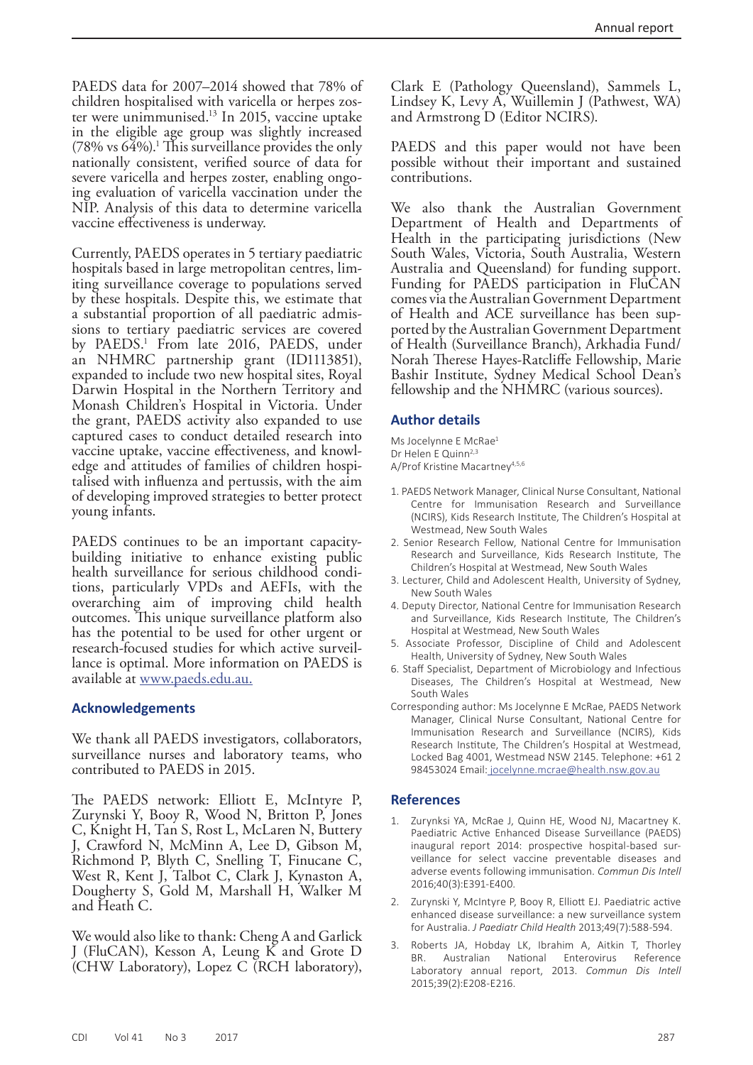PAEDS data for 2007–2014 showed that 78% of children hospitalised with varicella or herpes zoster were unimmunised.[13] In 2015, vaccine uptake in the eligible age group was slightly increased (78% vs 64%).[1] This surveillance provides the only nationally consistent, verified source of data for severe varicella and herpes zoster, enabling ongoing evaluation of varicella vaccination under the NIP. Analysis of this data to determine varicella vaccine effectiveness is underway.

Currently, PAEDS operates in 5 tertiary paediatric hospitals based in large metropolitan centres, limiting surveillance coverage to populations served by these hospitals. Despite this, we estimate that a substantial proportion of all paediatric admissions to tertiary paediatric services are covered by PAEDS.[1] From late 2016, PAEDS, under an NHMRC partnership grant (ID1113851), expanded to include two new hospital sites, Royal Darwin Hospital in the Northern Territory and Monash Children's Hospital in Victoria. Under the grant, PAEDS activity also expanded to use captured cases to conduct detailed research into vaccine uptake, vaccine effectiveness, and knowledge and attitudes of families of children hospitalised with influenza and pertussis, with the aim of developing improved strategies to better protect young infants.

PAEDS continues to be an important capacity-building initiative to enhance existing public health surveillance for serious childhood conditions, particularly VPDs and AEFIs, with the overarching aim of improving child health outcomes. This unique surveillance platform also has the potential to be used for other urgent or research-focused studies for which active surveillance is optimal. More information on PAEDS is available at www.paeds.edu.au.

## Acknowledgements

We thank all PAEDS investigators, collaborators, surveillance nurses and laboratory teams, who contributed to PAEDS in 2015.

The PAEDS network: Elliott E, McIntyre P, Zurynski Y, Booy R, Wood N, Britton P, Jones C, Knight H, Tan S, Rost L, McLaren N, Buttery J, Crawford N, McMinn A, Lee D, Gibson M, Richmond P, Blyth C, Snelling T, Finucane C, West R, Kent J, Talbot C, Clark J, Kynaston A, Dougherty S, Gold M, Marshall H, Walker M and Heath C.

We would also like to thank: Cheng A and Garlick J (FluCAN), Kesson A, Leung K and Grote D (CHW Laboratory), Lopez C (RCH laboratory), Clark E (Pathology Queensland), Sammels L, Lindsey K, Levy A, Wuillemin J (Pathwest, WA) and Armstrong D (Editor NCIRS).

PAEDS and this paper would not have been possible without their important and sustained contributions.

We also thank the Australian Government Department of Health and Departments of Health in the participating jurisdictions (New South Wales, Victoria, South Australia, Western Australia and Queensland) for funding support. Funding for PAEDS participation in FluCAN comes via the Australian Government Department of Health and ACE surveillance has been supported by the Australian Government Department of Health (Surveillance Branch), Arkhadia Fund/Norah Therese Hayes-Ratcliffe Fellowship, Marie Bashir Institute, Sydney Medical School Dean's fellowship and the NHMRC (various sources).

## Author details

Ms Jocelynne E McRae[1]
Dr Helen E Quinn[2,3]
A/Prof Kristine Macartney[4,5,6]

1. PAEDS Network Manager, Clinical Nurse Consultant, National Centre for Immunisation Research and Surveillance (NCIRS), Kids Research Institute, The Children's Hospital at Westmead, New South Wales
2. Senior Research Fellow, National Centre for Immunisation Research and Surveillance, Kids Research Institute, The Children's Hospital at Westmead, New South Wales
3. Lecturer, Child and Adolescent Health, University of Sydney, New South Wales
4. Deputy Director, National Centre for Immunisation Research and Surveillance, Kids Research Institute, The Children's Hospital at Westmead, New South Wales
5. Associate Professor, Discipline of Child and Adolescent Health, University of Sydney, New South Wales
6. Staff Specialist, Department of Microbiology and Infectious Diseases, The Children's Hospital at Westmead, New South Wales

Corresponding author: Ms Jocelynne E McRae, PAEDS Network Manager, Clinical Nurse Consultant, National Centre for Immunisation Research and Surveillance (NCIRS), Kids Research Institute, The Children's Hospital at Westmead, Locked Bag 4001, Westmead NSW 2145. Telephone: +61 2 98453024 Email: jocelynne.mcrae@health.nsw.gov.au

## References

1. Zurynksi YA, McRae J, Quinn HE, Wood NJ, Macartney K. Paediatric Active Enhanced Disease Surveillance (PAEDS) inaugural report 2014: prospective hospital-based surveillance for select vaccine preventable diseases and adverse events following immunisation. *Commun Dis Intell* 2016;40(3):E391-E400.
2. Zurynski Y, McIntyre P, Booy R, Elliott EJ. Paediatric active enhanced disease surveillance: a new surveillance system for Australia. *J Paediatr Child Health* 2013;49(7):588-594.
3. Roberts JA, Hobday LK, Ibrahim A, Aitkin T, Thorley BR. Australian National Enterovirus Reference Laboratory annual report, 2013. *Commun Dis Intell* 2015;39(2):E208-E216.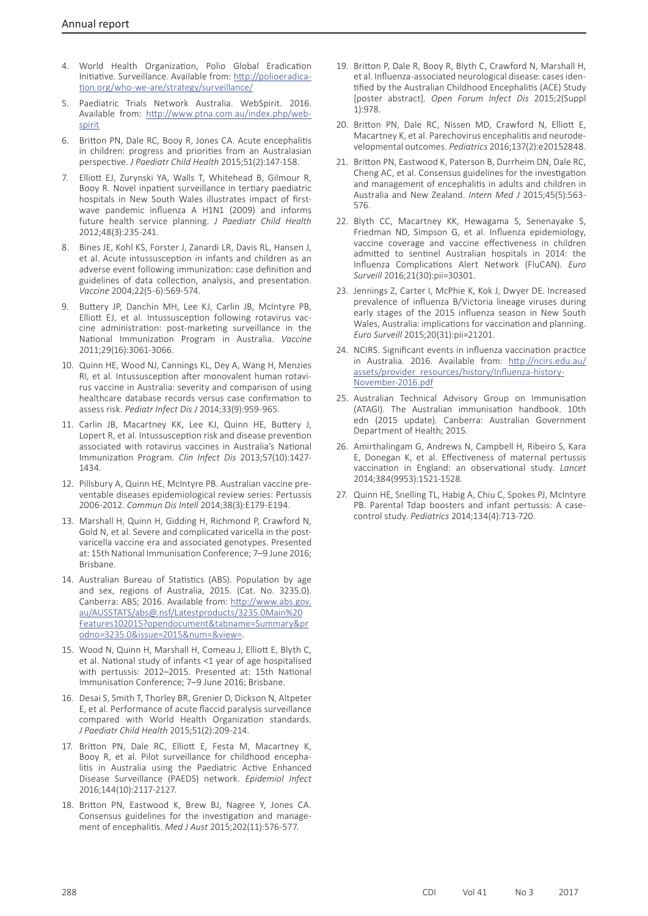4. World Health Organization, Polio Global Eradication Initiative. Surveillance. Available from: http://polioeradication.org/who-we-are/strategy/surveillance/

5. Paediatric Trials Network Australia. WebSpirit. 2016. Available from: http://www.ptna.com.au/index.php/webspirit

6. Britton PN, Dale RC, Booy R, Jones CA. Acute encephalitis in children: progress and priorities from an Australasian perspective. *J Paediatr Child Health* 2015;51(2):147-158.

7. Elliott EJ, Zurynski YA, Walls T, Whitehead B, Gilmour R, Booy R. Novel inpatient surveillance in tertiary paediatric hospitals in New South Wales illustrates impact of first-wave pandemic influenza A H1N1 (2009) and informs future health service planning. *J Paediatr Child Health* 2012;48(3):235-241.

8. Bines JE, Kohl KS, Forster J, Zanardi LR, Davis RL, Hansen J, et al. Acute intussusception in infants and children as an adverse event following immunization: case definition and guidelines of data collection, analysis, and presentation. *Vaccine* 2004;22(5-6):569-574.

9. Buttery JP, Danchin MH, Lee KJ, Carlin JB, McIntyre PB, Elliott EJ, et al. Intussusception following rotavirus vaccine administration: post-marketing surveillance in the National Immunization Program in Australia. *Vaccine* 2011;29(16):3061-3066.

10. Quinn HE, Wood NJ, Cannings KL, Dey A, Wang H, Menzies RI, et al. Intussusception after monovalent human rotavirus vaccine in Australia: severity and comparison of using healthcare database records versus case confirmation to assess risk. *Pediatr Infect Dis J* 2014;33(9):959-965.

11. Carlin JB, Macartney KK, Lee KJ, Quinn HE, Buttery J, Lopert R, et al. Intussusception risk and disease prevention associated with rotavirus vaccines in Australia's National Immunization Program. *Clin Infect Dis* 2013;57(10):1427-1434.

12. Pillsbury A, Quinn HE, McIntyre PB. Australian vaccine preventable diseases epidemiological review series: Pertussis 2006-2012. *Commun Dis Intell* 2014;38(3):E179-E194.

13. Marshall H, Quinn H, Gidding H, Richmond P, Crawford N, Gold N, et al. Severe and complicated varicella in the post-varicella vaccine era and associated genotypes. Presented at: 15th National Immunisation Conference; 7–9 June 2016; Brisbane.

14. Australian Bureau of Statistics (ABS). Population by age and sex, regions of Australia, 2015. (Cat. No. 3235.0). Canberra: ABS; 2016. Available from: http://www.abs.gov.au/AUSSTATS/abs@.nsf/Latestproducts/3235.0Main%20Features102015?opendocument&tabname=Summary&prodno=3235.0&issue=2015&num=&view=.

15. Wood N, Quinn H, Marshall H, Comeau J, Elliott E, Blyth C, et al. National study of infants <1 year of age hospitalised with pertussis: 2012–2015. Presented at: 15th National Immunisation Conference; 7–9 June 2016; Brisbane.

16. Desai S, Smith T, Thorley BR, Grenier D, Dickson N, Altpeter E, et al. Performance of acute flaccid paralysis surveillance compared with World Health Organization standards. *J Paediatr Child Health* 2015;51(2):209-214.

17. Britton PN, Dale RC, Elliott E, Festa M, Macartney K, Booy R, et al. Pilot surveillance for childhood encephalitis in Australia using the Paediatric Active Enhanced Disease Surveillance (PAEDS) network. *Epidemiol Infect* 2016;144(10):2117-2127.

18. Britton PN, Eastwood K, Brew BJ, Nagree Y, Jones CA. Consensus guidelines for the investigation and management of encephalitis. *Med J Aust* 2015;202(11):576-577.

19. Britton P, Dale R, Booy R, Blyth C, Crawford N, Marshall H, et al. Influenza-associated neurological disease: cases identified by the Australian Childhood Encephalitis (ACE) Study [poster abstract]. *Open Forum Infect Dis* 2015;2(Suppl 1):978.

20. Britton PN, Dale RC, Nissen MD, Crawford N, Elliott E, Macartney K, et al. Parechovirus encephalitis and neurodevelopmental outcomes. *Pediatrics* 2016;137(2):e20152848.

21. Britton PN, Eastwood K, Paterson B, Durrheim DN, Dale RC, Cheng AC, et al. Consensus guidelines for the investigation and management of encephalitis in adults and children in Australia and New Zealand. *Intern Med J* 2015;45(5):563-576.

22. Blyth CC, Macartney KK, Hewagama S, Senenayake S, Friedman ND, Simpson G, et al. Influenza epidemiology, vaccine coverage and vaccine effectiveness in children admitted to sentinel Australian hospitals in 2014: the Influenza Complications Alert Network (FluCAN). *Euro Surveill* 2016;21(30):pii=30301.

23. Jennings Z, Carter I, McPhie K, Kok J, Dwyer DE. Increased prevalence of influenza B/Victoria lineage viruses during early stages of the 2015 influenza season in New South Wales, Australia: implications for vaccination and planning. *Euro Surveill* 2015;20(31):pii=21201.

24. NCIRS. Significant events in influenza vaccination practice in Australia. 2016. Available from: http://ncirs.edu.au/assets/provider_resources/history/Influenza-history-November-2016.pdf

25. Australian Technical Advisory Group on Immunisation (ATAGI). The Australian immunisation handbook. 10th edn (2015 update). Canberra: Australian Government Department of Health; 2015.

26. Amirthalingam G, Andrews N, Campbell H, Ribeiro S, Kara E, Donegan K, et al. Effectiveness of maternal pertussis vaccination in England: an observational study. *Lancet* 2014;384(9953):1521-1528.

27. Quinn HE, Snelling TL, Habig A, Chiu C, Spokes PJ, McIntyre PB. Parental Tdap boosters and infant pertussis: A case-control study. *Pediatrics* 2014;134(4):713-720.